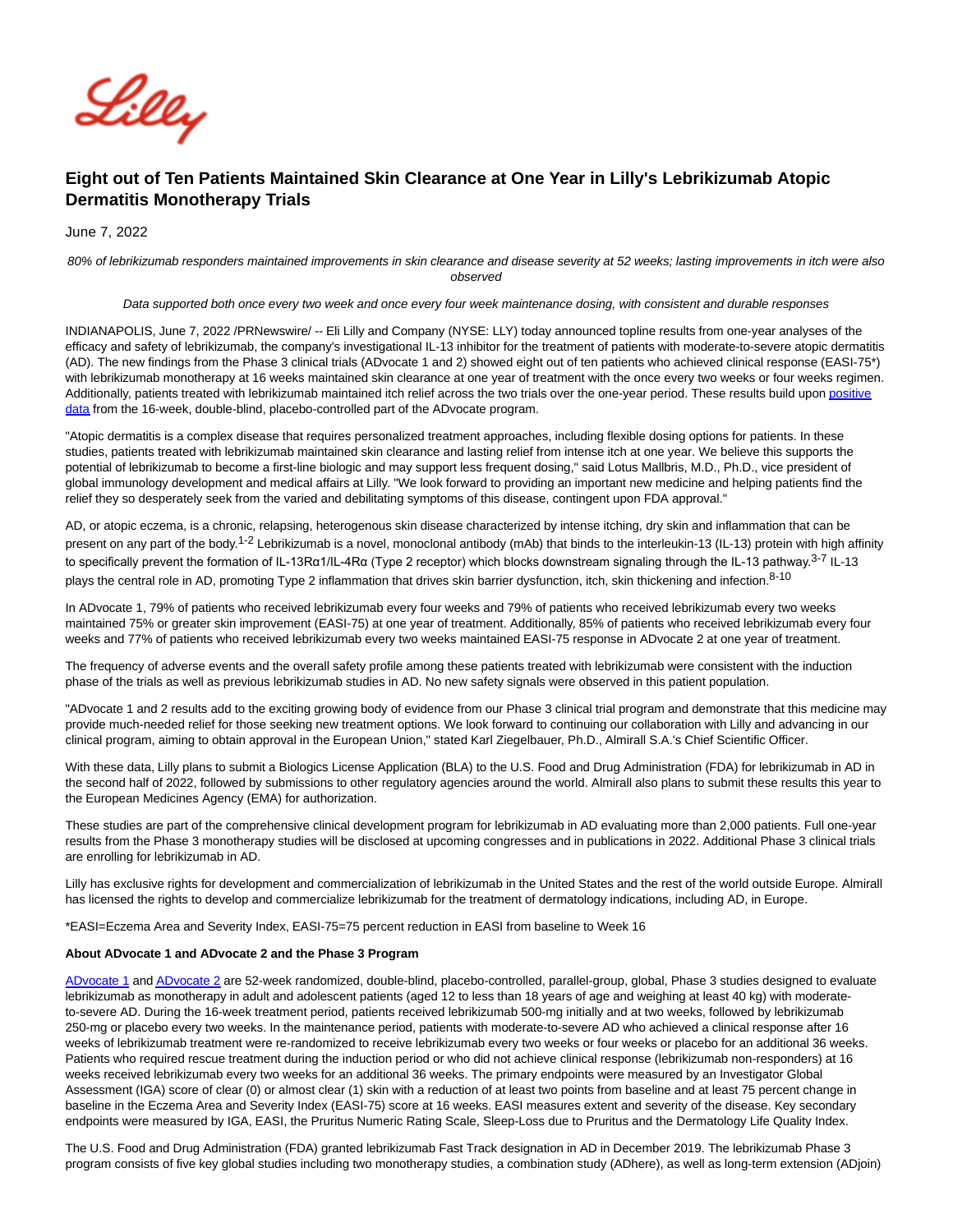# Eight out of Ten Patients Maintained Skin Clearance at One Year in Lilly's Lebrikizumab Atopic Dermatitis Monotherapy Trials

June 7, 2022

*80% of lebrikizumab responders maintained improvements in skin clearance and disease severity at 52 weeks; lasting improvements in itch were also observed*

*Data supported both once every two week and once every four week maintenance dosing, with consistent and durable responses*

INDIANAPOLIS, June 7, 2022 /PRNewswire/ -- Eli Lilly and Company (NYSE: LLY) today announced topline results from one-year analyses of the efficacy and safety of lebrikizumab, the company's investigational IL-13 inhibitor for the treatment of patients with moderate-to-severe atopic dermatitis (AD). The new findings from the Phase 3 clinical trials (ADvocate 1 and 2) showed eight out of ten patients who achieved clinical response (EASI-75*) with lebrikizumab monotherapy at 16 weeks maintained skin clearance at one year of treatment with the once every two weeks or four weeks regimen. Additionally, patients treated with lebrikizumab maintained itch relief across the two trials over the one-year period. These results build upon positive data from the 16-week, double-blind, placebo-controlled part of the ADvocate program.

"Atopic dermatitis is a complex disease that requires personalized treatment approaches, including flexible dosing options for patients. In these studies, patients treated with lebrikizumab maintained skin clearance and lasting relief from intense itch at one year. We believe this supports the potential of lebrikizumab to become a first-line biologic and may support less frequent dosing," said Lotus Mallbris, M.D., Ph.D., vice president of global immunology development and medical affairs at Lilly. "We look forward to providing an important new medicine and helping patients find the relief they so desperately seek from the varied and debilitating symptoms of this disease, contingent upon FDA approval."

AD, or atopic eczema, is a chronic, relapsing, heterogenous skin disease characterized by intense itching, dry skin and inflammation that can be present on any part of the body.[1-2] Lebrikizumab is a novel, monoclonal antibody (mAb) that binds to the interleukin-13 (IL-13) protein with high affinity to specifically prevent the formation of IL-13Rα1/IL-4Rα (Type 2 receptor) which blocks downstream signaling through the IL-13 pathway.[3-7] IL-13 plays the central role in AD, promoting Type 2 inflammation that drives skin barrier dysfunction, itch, skin thickening and infection.[8-10]

In ADvocate 1, 79% of patients who received lebrikizumab every four weeks and 79% of patients who received lebrikizumab every two weeks maintained 75% or greater skin improvement (EASI-75) at one year of treatment. Additionally, 85% of patients who received lebrikizumab every four weeks and 77% of patients who received lebrikizumab every two weeks maintained EASI-75 response in ADvocate 2 at one year of treatment.

The frequency of adverse events and the overall safety profile among these patients treated with lebrikizumab were consistent with the induction phase of the trials as well as previous lebrikizumab studies in AD. No new safety signals were observed in this patient population.

"ADvocate 1 and 2 results add to the exciting growing body of evidence from our Phase 3 clinical trial program and demonstrate that this medicine may provide much-needed relief for those seeking new treatment options. We look forward to continuing our collaboration with Lilly and advancing in our clinical program, aiming to obtain approval in the European Union," stated Karl Ziegelbauer, Ph.D., Almirall S.A.'s Chief Scientific Officer.

With these data, Lilly plans to submit a Biologics License Application (BLA) to the U.S. Food and Drug Administration (FDA) for lebrikizumab in AD in the second half of 2022, followed by submissions to other regulatory agencies around the world. Almirall also plans to submit these results this year to the European Medicines Agency (EMA) for authorization.

These studies are part of the comprehensive clinical development program for lebrikizumab in AD evaluating more than 2,000 patients. Full one-year results from the Phase 3 monotherapy studies will be disclosed at upcoming congresses and in publications in 2022. Additional Phase 3 clinical trials are enrolling for lebrikizumab in AD.

Lilly has exclusive rights for development and commercialization of lebrikizumab in the United States and the rest of the world outside Europe. Almirall has licensed the rights to develop and commercialize lebrikizumab for the treatment of dermatology indications, including AD, in Europe.

*EASI=Eczema Area and Severity Index, EASI-75=75 percent reduction in EASI from baseline to Week 16

**About ADvocate 1 and ADvocate 2 and the Phase 3 Program**

ADvocate 1 and ADvocate 2 are 52-week randomized, double-blind, placebo-controlled, parallel-group, global, Phase 3 studies designed to evaluate lebrikizumab as monotherapy in adult and adolescent patients (aged 12 to less than 18 years of age and weighing at least 40 kg) with moderate-to-severe AD. During the 16-week treatment period, patients received lebrikizumab 500-mg initially and at two weeks, followed by lebrikizumab 250-mg or placebo every two weeks. In the maintenance period, patients with moderate-to-severe AD who achieved a clinical response after 16 weeks of lebrikizumab treatment were re-randomized to receive lebrikizumab every two weeks or four weeks or placebo for an additional 36 weeks. Patients who required rescue treatment during the induction period or who did not achieve clinical response (lebrikizumab non-responders) at 16 weeks received lebrikizumab every two weeks for an additional 36 weeks. The primary endpoints were measured by an Investigator Global Assessment (IGA) score of clear (0) or almost clear (1) skin with a reduction of at least two points from baseline and at least 75 percent change in baseline in the Eczema Area and Severity Index (EASI-75) score at 16 weeks. EASI measures extent and severity of the disease. Key secondary endpoints were measured by IGA, EASI, the Pruritus Numeric Rating Scale, Sleep-Loss due to Pruritus and the Dermatology Life Quality Index.

The U.S. Food and Drug Administration (FDA) granted lebrikizumab Fast Track designation in AD in December 2019. The lebrikizumab Phase 3 program consists of five key global studies including two monotherapy studies, a combination study (ADhere), as well as long-term extension (ADjoin)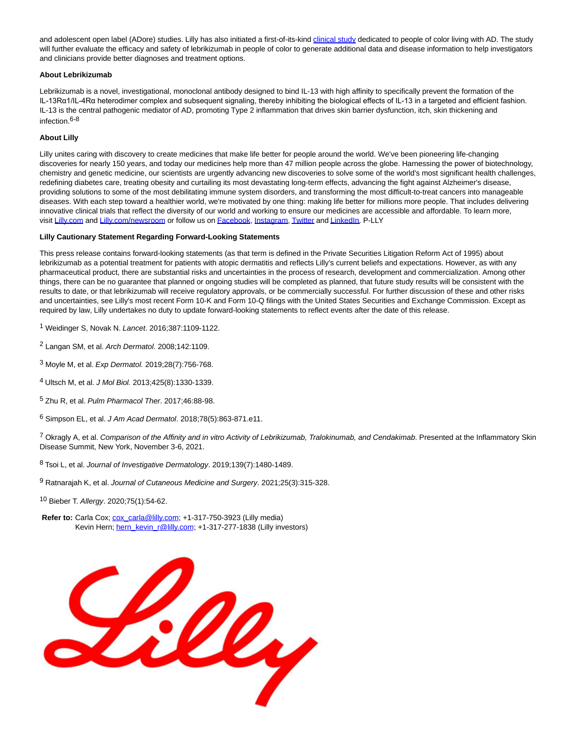and adolescent open label (ADore) studies. Lilly has also initiated a first-of-its-kind clinical study dedicated to people of color living with AD. The study will further evaluate the efficacy and safety of lebrikizumab in people of color to generate additional data and disease information to help investigators and clinicians provide better diagnoses and treatment options.

**About Lebrikizumab**

Lebrikizumab is a novel, investigational, monoclonal antibody designed to bind IL-13 with high affinity to specifically prevent the formation of the IL-13Rα1/IL-4Rα heterodimer complex and subsequent signaling, thereby inhibiting the biological effects of IL-13 in a targeted and efficient fashion. IL-13 is the central pathogenic mediator of AD, promoting Type 2 inflammation that drives skin barrier dysfunction, itch, skin thickening and infection.[6-8]

**About Lilly**

Lilly unites caring with discovery to create medicines that make life better for people around the world. We've been pioneering life-changing discoveries for nearly 150 years, and today our medicines help more than 47 million people across the globe. Harnessing the power of biotechnology, chemistry and genetic medicine, our scientists are urgently advancing new discoveries to solve some of the world's most significant health challenges, redefining diabetes care, treating obesity and curtailing its most devastating long-term effects, advancing the fight against Alzheimer's disease, providing solutions to some of the most debilitating immune system disorders, and transforming the most difficult-to-treat cancers into manageable diseases. With each step toward a healthier world, we're motivated by one thing: making life better for millions more people. That includes delivering innovative clinical trials that reflect the diversity of our world and working to ensure our medicines are accessible and affordable. To learn more, visit Lilly.com and Lilly.com/newsroom or follow us on Facebook, Instagram, Twitter and LinkedIn. P-LLY

**Lilly Cautionary Statement Regarding Forward-Looking Statements**

This press release contains forward-looking statements (as that term is defined in the Private Securities Litigation Reform Act of 1995) about lebrikizumab as a potential treatment for patients with atopic dermatitis and reflects Lilly's current beliefs and expectations. However, as with any pharmaceutical product, there are substantial risks and uncertainties in the process of research, development and commercialization. Among other things, there can be no guarantee that planned or ongoing studies will be completed as planned, that future study results will be consistent with the results to date, or that lebrikizumab will receive regulatory approvals, or be commercially successful. For further discussion of these and other risks and uncertainties, see Lilly's most recent Form 10-K and Form 10-Q filings with the United States Securities and Exchange Commission. Except as required by law, Lilly undertakes no duty to update forward-looking statements to reflect events after the date of this release.

[1] Weidinger S, Novak N. *Lancet*. 2016;387:1109-1122.

[2] Langan SM, et al. *Arch Dermatol*. 2008;142:1109.

[3] Moyle M, et al. *Exp Dermatol.* 2019;28(7):756-768.

[4] Ultsch M, et al. *J Mol Biol.* 2013;425(8):1330-1339.

[5] Zhu R, et al. *Pulm Pharmacol Ther*. 2017;46:88-98.

[6] Simpson EL, et al. *J Am Acad Dermatol*. 2018;78(5):863-871.e11.

[7] Okragly A, et al. *Comparison of the Affinity and in vitro Activity of Lebrikizumab, Tralokinumab, and Cendakimab*. Presented at the Inflammatory Skin Disease Summit, New York, November 3-6, 2021.

[8] Tsoi L, et al. *Journal of Investigative Dermatology*. 2019;139(7):1480-1489.

[9] Ratnarajah K, et al. *Journal of Cutaneous Medicine and Surgery*. 2021;25(3):315-328.

[10] Bieber T. *Allergy*. 2020;75(1):54-62.

**Refer to:** Carla Cox; cox_carla@lilly.com; +1-317-750-3923 (Lilly media)
Kevin Hern; hern_kevin_r@lilly.com; +1-317-277-1838 (Lilly investors)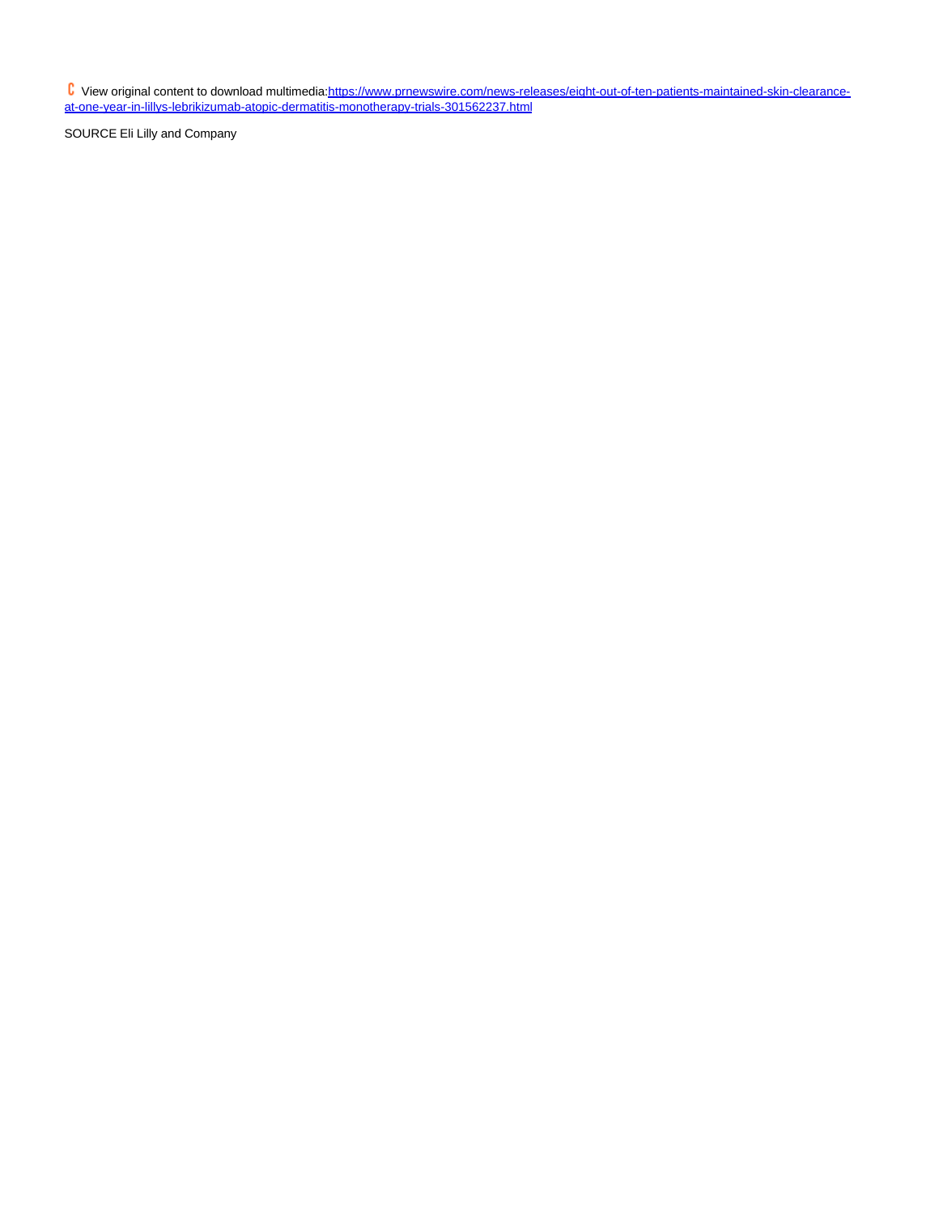View original content to download multimedia:https://www.prnewswire.com/news-releases/eight-out-of-ten-patients-maintained-skin-clearance-at-one-year-in-lillys-lebrikizumab-atopic-dermatitis-monotherapy-trials-301562237.html

SOURCE Eli Lilly and Company